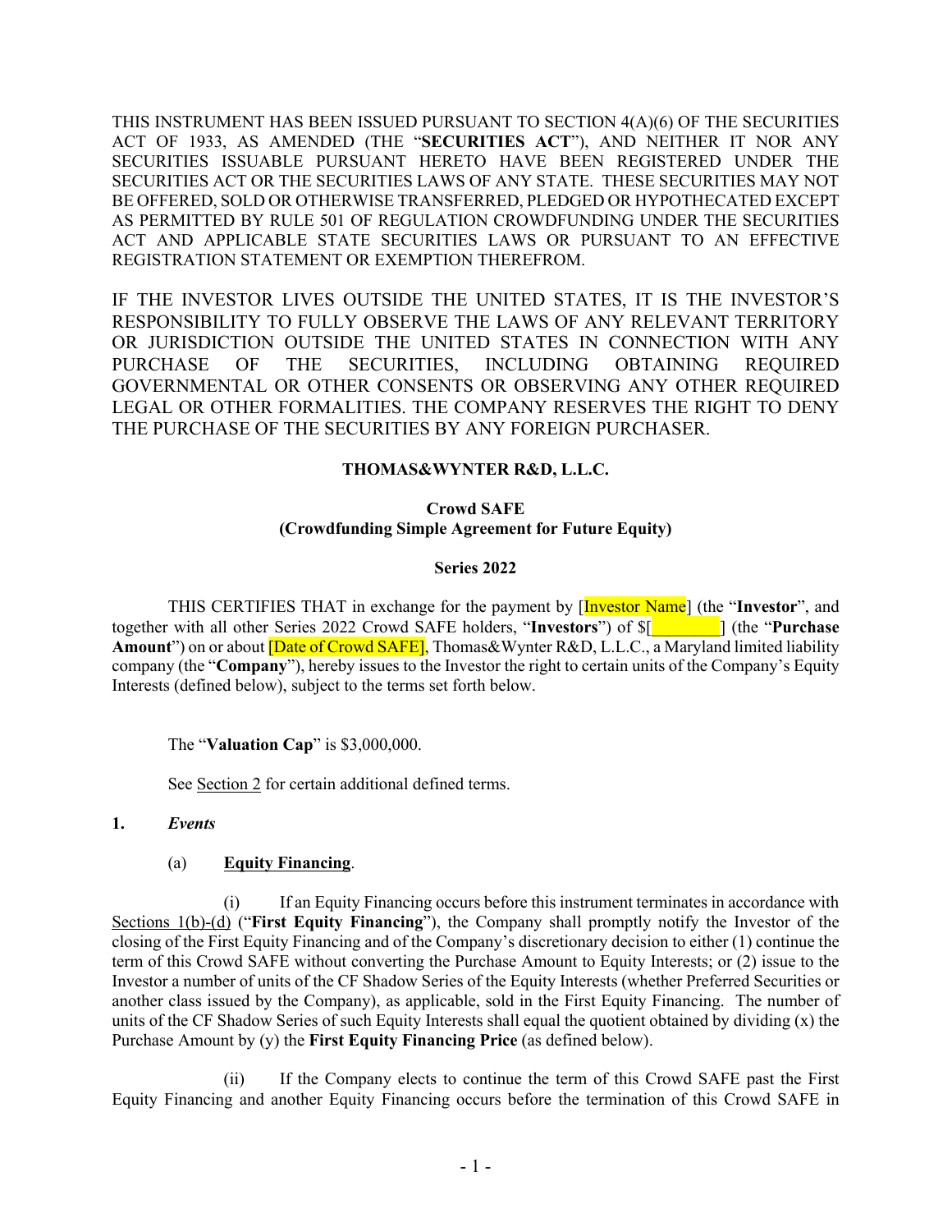THIS INSTRUMENT HAS BEEN ISSUED PURSUANT TO SECTION 4(A)(6) OF THE SECURITIES ACT OF 1933, AS AMENDED (THE "**SECURITIES ACT**"), AND NEITHER IT NOR ANY SECURITIES ISSUABLE PURSUANT HERETO HAVE BEEN REGISTERED UNDER THE SECURITIES ACT OR THE SECURITIES LAWS OF ANY STATE. THESE SECURITIES MAY NOT BE OFFERED, SOLD OR OTHERWISE TRANSFERRED, PLEDGED OR HYPOTHECATED EXCEPT AS PERMITTED BY RULE 501 OF REGULATION CROWDFUNDING UNDER THE SECURITIES ACT AND APPLICABLE STATE SECURITIES LAWS OR PURSUANT TO AN EFFECTIVE REGISTRATION STATEMENT OR EXEMPTION THEREFROM.

IF THE INVESTOR LIVES OUTSIDE THE UNITED STATES, IT IS THE INVESTOR'S RESPONSIBILITY TO FULLY OBSERVE THE LAWS OF ANY RELEVANT TERRITORY OR JURISDICTION OUTSIDE THE UNITED STATES IN CONNECTION WITH ANY PURCHASE OF THE SECURITIES, INCLUDING OBTAINING REQUIRED GOVERNMENTAL OR OTHER CONSENTS OR OBSERVING ANY OTHER REQUIRED LEGAL OR OTHER FORMALITIES. THE COMPANY RESERVES THE RIGHT TO DENY THE PURCHASE OF THE SECURITIES BY ANY FOREIGN PURCHASER.

**THOMAS&WYNTER R&D, L.L.C.**

**Crowd SAFE**
**(Crowdfunding Simple Agreement for Future Equity)**

**Series 2022**

THIS CERTIFIES THAT in exchange for the payment by [Investor Name] (the "**Investor**", and together with all other Series 2022 Crowd SAFE holders, "**Investors**") of $[________] (the "**Purchase Amount**") on or about [Date of Crowd SAFE], Thomas&Wynter R&D, L.L.C., a Maryland limited liability company (the "**Company**"), hereby issues to the Investor the right to certain units of the Company's Equity Interests (defined below), subject to the terms set forth below.

The "**Valuation Cap**" is $3,000,000.

See Section 2 for certain additional defined terms.

**1.** ***Events***

(a) **Equity Financing**.

(i) If an Equity Financing occurs before this instrument terminates in accordance with Sections 1(b)-(d) ("**First Equity Financing**"), the Company shall promptly notify the Investor of the closing of the First Equity Financing and of the Company's discretionary decision to either (1) continue the term of this Crowd SAFE without converting the Purchase Amount to Equity Interests; or (2) issue to the Investor a number of units of the CF Shadow Series of the Equity Interests (whether Preferred Securities or another class issued by the Company), as applicable, sold in the First Equity Financing. The number of units of the CF Shadow Series of such Equity Interests shall equal the quotient obtained by dividing (x) the Purchase Amount by (y) the **First Equity Financing Price** (as defined below).

(ii) If the Company elects to continue the term of this Crowd SAFE past the First Equity Financing and another Equity Financing occurs before the termination of this Crowd SAFE in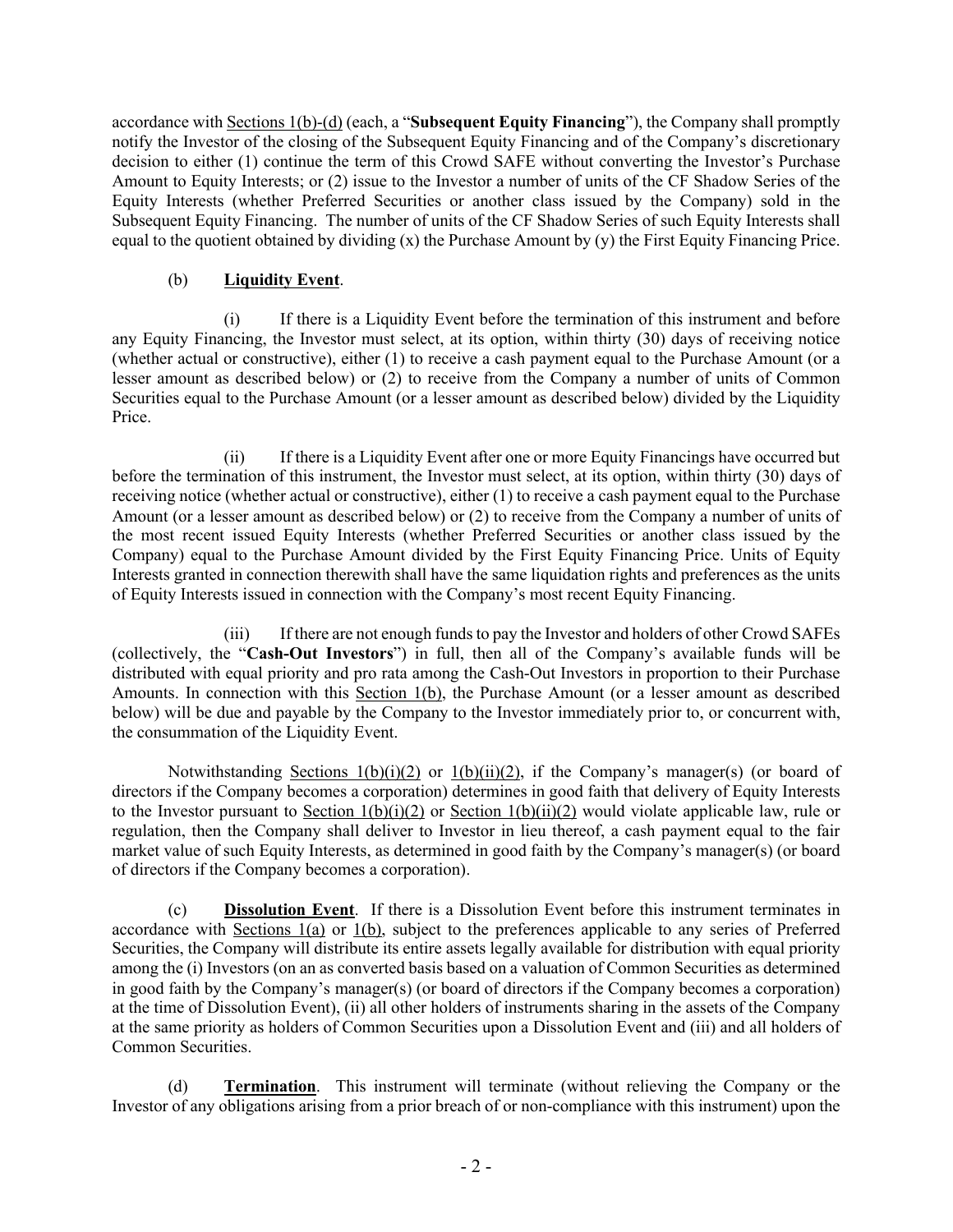accordance with Sections 1(b)-(d) (each, a "**Subsequent Equity Financing**"), the Company shall promptly notify the Investor of the closing of the Subsequent Equity Financing and of the Company's discretionary decision to either (1) continue the term of this Crowd SAFE without converting the Investor's Purchase Amount to Equity Interests; or (2) issue to the Investor a number of units of the CF Shadow Series of the Equity Interests (whether Preferred Securities or another class issued by the Company) sold in the Subsequent Equity Financing. The number of units of the CF Shadow Series of such Equity Interests shall equal to the quotient obtained by dividing (x) the Purchase Amount by (y) the First Equity Financing Price.

(b) **Liquidity Event**.

(i) If there is a Liquidity Event before the termination of this instrument and before any Equity Financing, the Investor must select, at its option, within thirty (30) days of receiving notice (whether actual or constructive), either (1) to receive a cash payment equal to the Purchase Amount (or a lesser amount as described below) or (2) to receive from the Company a number of units of Common Securities equal to the Purchase Amount (or a lesser amount as described below) divided by the Liquidity Price.

(ii) If there is a Liquidity Event after one or more Equity Financings have occurred but before the termination of this instrument, the Investor must select, at its option, within thirty (30) days of receiving notice (whether actual or constructive), either (1) to receive a cash payment equal to the Purchase Amount (or a lesser amount as described below) or (2) to receive from the Company a number of units of the most recent issued Equity Interests (whether Preferred Securities or another class issued by the Company) equal to the Purchase Amount divided by the First Equity Financing Price. Units of Equity Interests granted in connection therewith shall have the same liquidation rights and preferences as the units of Equity Interests issued in connection with the Company's most recent Equity Financing.

(iii) If there are not enough funds to pay the Investor and holders of other Crowd SAFEs (collectively, the "**Cash-Out Investors**") in full, then all of the Company's available funds will be distributed with equal priority and pro rata among the Cash-Out Investors in proportion to their Purchase Amounts. In connection with this Section 1(b), the Purchase Amount (or a lesser amount as described below) will be due and payable by the Company to the Investor immediately prior to, or concurrent with, the consummation of the Liquidity Event.

Notwithstanding Sections 1(b)(i)(2) or 1(b)(ii)(2), if the Company's manager(s) (or board of directors if the Company becomes a corporation) determines in good faith that delivery of Equity Interests to the Investor pursuant to Section 1(b)(i)(2) or Section 1(b)(ii)(2) would violate applicable law, rule or regulation, then the Company shall deliver to Investor in lieu thereof, a cash payment equal to the fair market value of such Equity Interests, as determined in good faith by the Company's manager(s) (or board of directors if the Company becomes a corporation).

(c) **Dissolution Event**. If there is a Dissolution Event before this instrument terminates in accordance with Sections 1(a) or 1(b), subject to the preferences applicable to any series of Preferred Securities, the Company will distribute its entire assets legally available for distribution with equal priority among the (i) Investors (on an as converted basis based on a valuation of Common Securities as determined in good faith by the Company's manager(s) (or board of directors if the Company becomes a corporation) at the time of Dissolution Event), (ii) all other holders of instruments sharing in the assets of the Company at the same priority as holders of Common Securities upon a Dissolution Event and (iii) and all holders of Common Securities.

(d) **Termination**. This instrument will terminate (without relieving the Company or the Investor of any obligations arising from a prior breach of or non-compliance with this instrument) upon the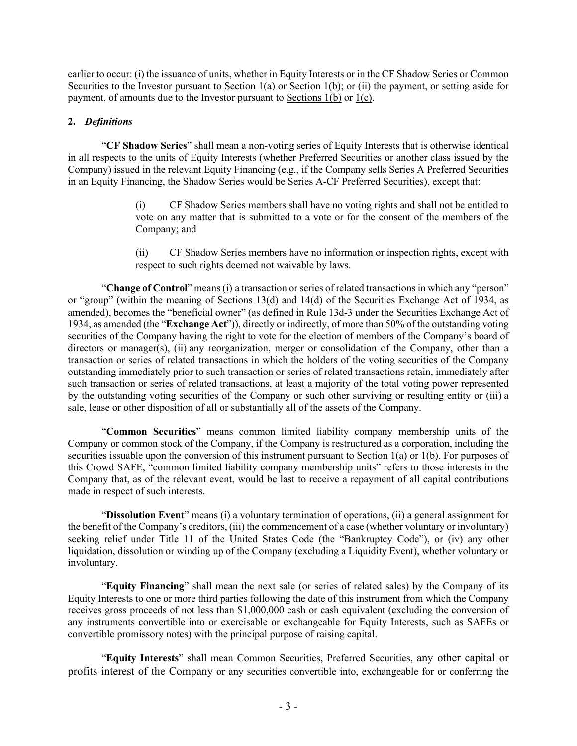earlier to occur: (i) the issuance of units, whether in Equity Interests or in the CF Shadow Series or Common Securities to the Investor pursuant to Section 1(a) or Section 1(b); or (ii) the payment, or setting aside for payment, of amounts due to the Investor pursuant to Sections 1(b) or 1(c).

**2.** ***Definitions***

"**CF Shadow Series**" shall mean a non-voting series of Equity Interests that is otherwise identical in all respects to the units of Equity Interests (whether Preferred Securities or another class issued by the Company) issued in the relevant Equity Financing (e.g*.*, if the Company sells Series A Preferred Securities in an Equity Financing, the Shadow Series would be Series A-CF Preferred Securities), except that:

> (i) CF Shadow Series members shall have no voting rights and shall not be entitled to vote on any matter that is submitted to a vote or for the consent of the members of the Company; and
>
> (ii) CF Shadow Series members have no information or inspection rights, except with respect to such rights deemed not waivable by laws.

"**Change of Control**" means (i) a transaction or series of related transactions in which any "person" or "group" (within the meaning of Sections 13(d) and 14(d) of the Securities Exchange Act of 1934, as amended), becomes the "beneficial owner" (as defined in Rule 13d-3 under the Securities Exchange Act of 1934, as amended (the "**Exchange Act**")), directly or indirectly, of more than 50% of the outstanding voting securities of the Company having the right to vote for the election of members of the Company's board of directors or manager(s), (ii) any reorganization, merger or consolidation of the Company, other than a transaction or series of related transactions in which the holders of the voting securities of the Company outstanding immediately prior to such transaction or series of related transactions retain, immediately after such transaction or series of related transactions, at least a majority of the total voting power represented by the outstanding voting securities of the Company or such other surviving or resulting entity or (iii) a sale, lease or other disposition of all or substantially all of the assets of the Company.

"**Common Securities**" means common limited liability company membership units of the Company or common stock of the Company, if the Company is restructured as a corporation, including the securities issuable upon the conversion of this instrument pursuant to Section 1(a) or 1(b). For purposes of this Crowd SAFE, "common limited liability company membership units" refers to those interests in the Company that, as of the relevant event, would be last to receive a repayment of all capital contributions made in respect of such interests.

"**Dissolution Event**" means (i) a voluntary termination of operations, (ii) a general assignment for the benefit of the Company's creditors, (iii) the commencement of a case (whether voluntary or involuntary) seeking relief under Title 11 of the United States Code (the "Bankruptcy Code"), or (iv) any other liquidation, dissolution or winding up of the Company (excluding a Liquidity Event), whether voluntary or involuntary.

"**Equity Financing**" shall mean the next sale (or series of related sales) by the Company of its Equity Interests to one or more third parties following the date of this instrument from which the Company receives gross proceeds of not less than $1,000,000 cash or cash equivalent (excluding the conversion of any instruments convertible into or exercisable or exchangeable for Equity Interests, such as SAFEs or convertible promissory notes) with the principal purpose of raising capital.

"**Equity Interests**" shall mean Common Securities, Preferred Securities, any other capital or profits interest of the Company or any securities convertible into, exchangeable for or conferring the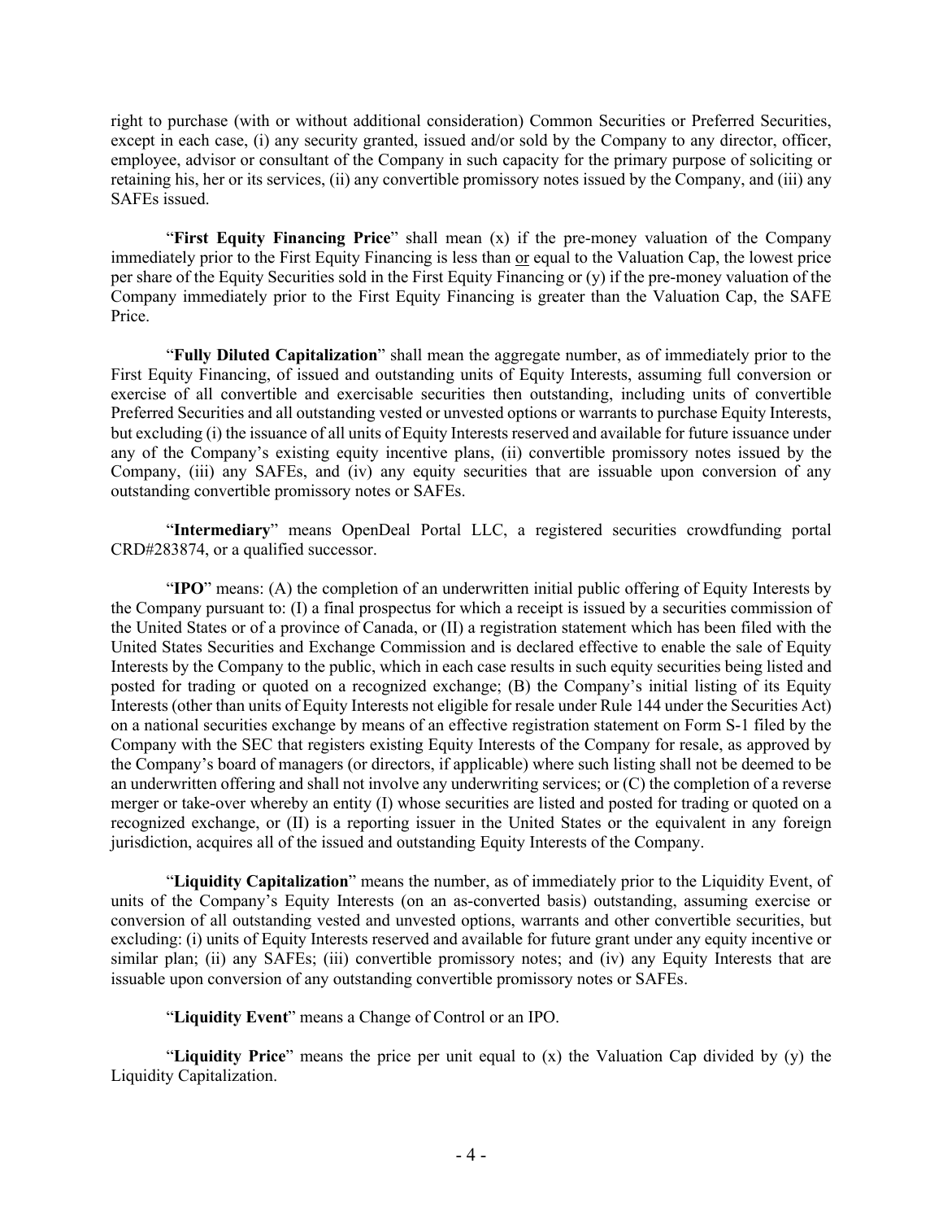right to purchase (with or without additional consideration) Common Securities or Preferred Securities, except in each case, (i) any security granted, issued and/or sold by the Company to any director, officer, employee, advisor or consultant of the Company in such capacity for the primary purpose of soliciting or retaining his, her or its services, (ii) any convertible promissory notes issued by the Company, and (iii) any SAFEs issued.

"**First Equity Financing Price**" shall mean (x) if the pre-money valuation of the Company immediately prior to the First Equity Financing is less than or equal to the Valuation Cap, the lowest price per share of the Equity Securities sold in the First Equity Financing or (y) if the pre-money valuation of the Company immediately prior to the First Equity Financing is greater than the Valuation Cap, the SAFE Price.

"**Fully Diluted Capitalization**" shall mean the aggregate number, as of immediately prior to the First Equity Financing, of issued and outstanding units of Equity Interests, assuming full conversion or exercise of all convertible and exercisable securities then outstanding, including units of convertible Preferred Securities and all outstanding vested or unvested options or warrants to purchase Equity Interests, but excluding (i) the issuance of all units of Equity Interests reserved and available for future issuance under any of the Company's existing equity incentive plans, (ii) convertible promissory notes issued by the Company, (iii) any SAFEs, and (iv) any equity securities that are issuable upon conversion of any outstanding convertible promissory notes or SAFEs.

"**Intermediary**" means OpenDeal Portal LLC, a registered securities crowdfunding portal CRD#283874, or a qualified successor.

"**IPO**" means: (A) the completion of an underwritten initial public offering of Equity Interests by the Company pursuant to: (I) a final prospectus for which a receipt is issued by a securities commission of the United States or of a province of Canada, or (II) a registration statement which has been filed with the United States Securities and Exchange Commission and is declared effective to enable the sale of Equity Interests by the Company to the public, which in each case results in such equity securities being listed and posted for trading or quoted on a recognized exchange; (B) the Company's initial listing of its Equity Interests (other than units of Equity Interests not eligible for resale under Rule 144 under the Securities Act) on a national securities exchange by means of an effective registration statement on Form S-1 filed by the Company with the SEC that registers existing Equity Interests of the Company for resale, as approved by the Company's board of managers (or directors, if applicable) where such listing shall not be deemed to be an underwritten offering and shall not involve any underwriting services; or (C) the completion of a reverse merger or take-over whereby an entity (I) whose securities are listed and posted for trading or quoted on a recognized exchange, or (II) is a reporting issuer in the United States or the equivalent in any foreign jurisdiction, acquires all of the issued and outstanding Equity Interests of the Company.

"**Liquidity Capitalization**" means the number, as of immediately prior to the Liquidity Event, of units of the Company's Equity Interests (on an as-converted basis) outstanding, assuming exercise or conversion of all outstanding vested and unvested options, warrants and other convertible securities, but excluding: (i) units of Equity Interests reserved and available for future grant under any equity incentive or similar plan; (ii) any SAFEs; (iii) convertible promissory notes; and (iv) any Equity Interests that are issuable upon conversion of any outstanding convertible promissory notes or SAFEs.

"**Liquidity Event**" means a Change of Control or an IPO.

"**Liquidity Price**" means the price per unit equal to (x) the Valuation Cap divided by (y) the Liquidity Capitalization.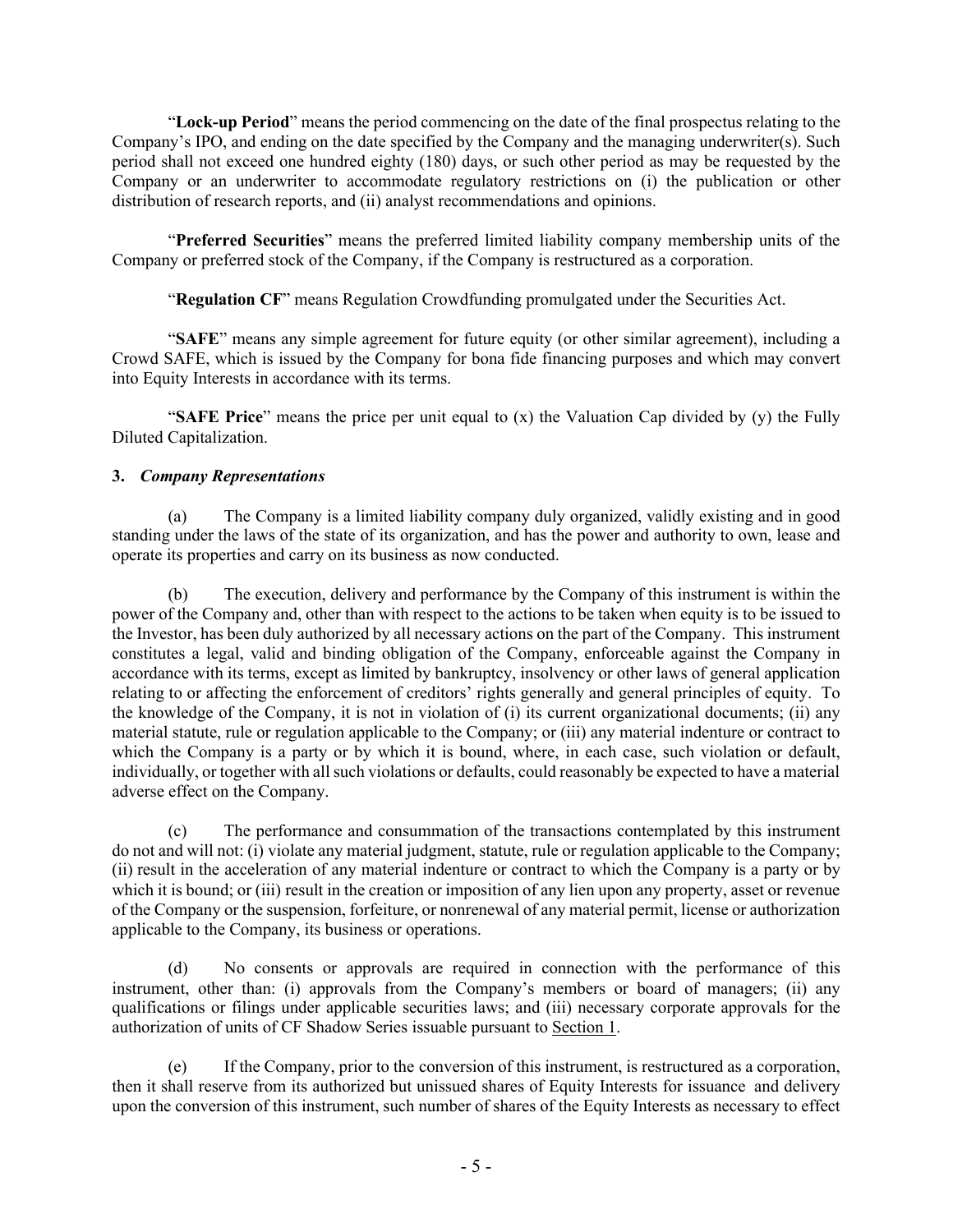"**Lock-up Period**" means the period commencing on the date of the final prospectus relating to the Company's IPO, and ending on the date specified by the Company and the managing underwriter(s). Such period shall not exceed one hundred eighty (180) days, or such other period as may be requested by the Company or an underwriter to accommodate regulatory restrictions on (i) the publication or other distribution of research reports, and (ii) analyst recommendations and opinions.

"**Preferred Securities**" means the preferred limited liability company membership units of the Company or preferred stock of the Company, if the Company is restructured as a corporation.

"**Regulation CF**" means Regulation Crowdfunding promulgated under the Securities Act.

"**SAFE**" means any simple agreement for future equity (or other similar agreement), including a Crowd SAFE, which is issued by the Company for bona fide financing purposes and which may convert into Equity Interests in accordance with its terms.

"**SAFE Price**" means the price per unit equal to (x) the Valuation Cap divided by (y) the Fully Diluted Capitalization.

**3.** ***Company Representations***

(a) The Company is a limited liability company duly organized, validly existing and in good standing under the laws of the state of its organization, and has the power and authority to own, lease and operate its properties and carry on its business as now conducted.

(b) The execution, delivery and performance by the Company of this instrument is within the power of the Company and, other than with respect to the actions to be taken when equity is to be issued to the Investor, has been duly authorized by all necessary actions on the part of the Company. This instrument constitutes a legal, valid and binding obligation of the Company, enforceable against the Company in accordance with its terms, except as limited by bankruptcy, insolvency or other laws of general application relating to or affecting the enforcement of creditors' rights generally and general principles of equity. To the knowledge of the Company, it is not in violation of (i) its current organizational documents; (ii) any material statute, rule or regulation applicable to the Company; or (iii) any material indenture or contract to which the Company is a party or by which it is bound, where, in each case, such violation or default, individually, or together with all such violations or defaults, could reasonably be expected to have a material adverse effect on the Company.

(c) The performance and consummation of the transactions contemplated by this instrument do not and will not: (i) violate any material judgment, statute, rule or regulation applicable to the Company; (ii) result in the acceleration of any material indenture or contract to which the Company is a party or by which it is bound; or (iii) result in the creation or imposition of any lien upon any property, asset or revenue of the Company or the suspension, forfeiture, or nonrenewal of any material permit, license or authorization applicable to the Company, its business or operations.

(d) No consents or approvals are required in connection with the performance of this instrument, other than: (i) approvals from the Company's members or board of managers; (ii) any qualifications or filings under applicable securities laws; and (iii) necessary corporate approvals for the authorization of units of CF Shadow Series issuable pursuant to Section 1.

(e) If the Company, prior to the conversion of this instrument, is restructured as a corporation, then it shall reserve from its authorized but unissued shares of Equity Interests for issuance and delivery upon the conversion of this instrument, such number of shares of the Equity Interests as necessary to effect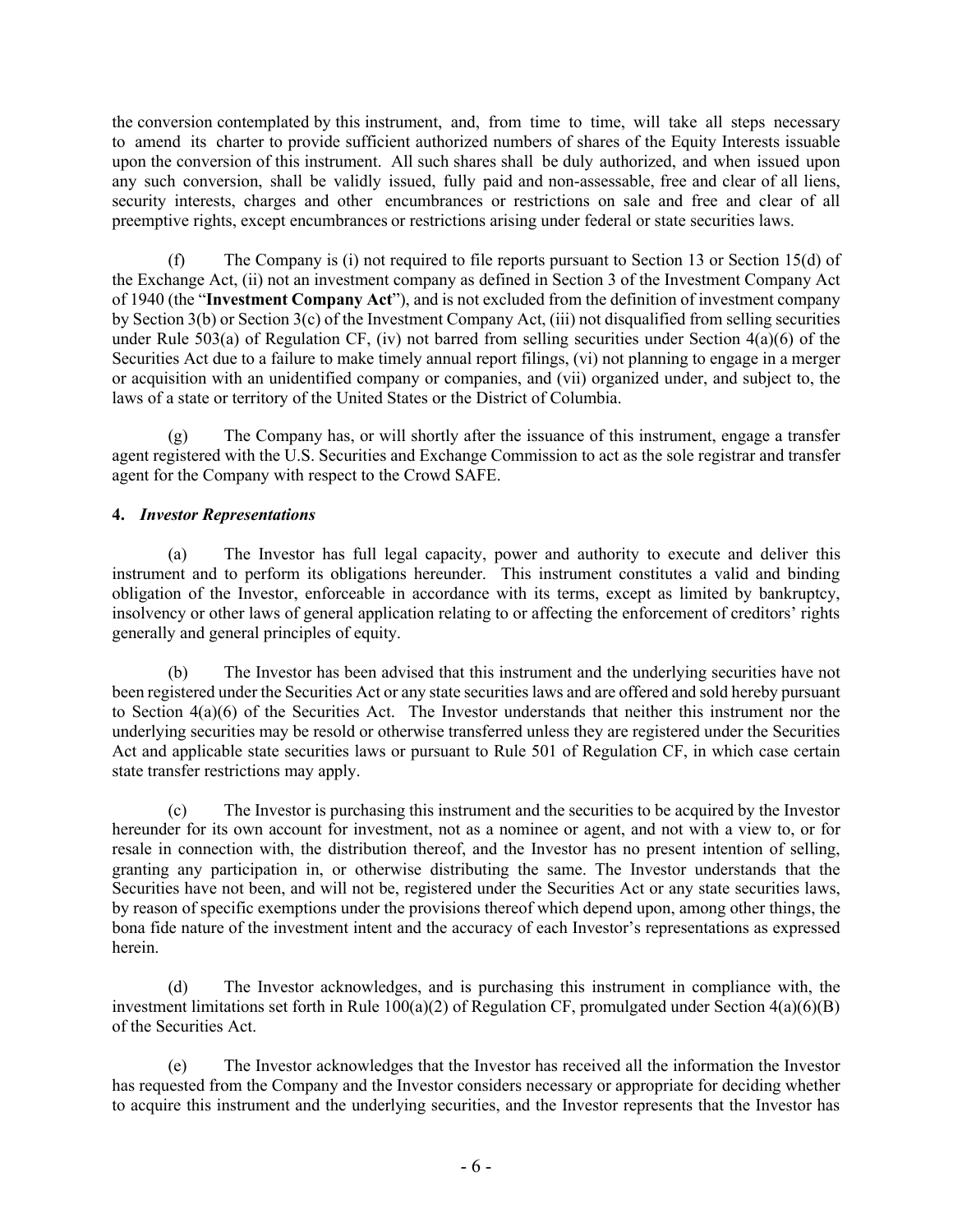the conversion contemplated by this instrument, and, from time to time, will take all steps necessary to amend its charter to provide sufficient authorized numbers of shares of the Equity Interests issuable upon the conversion of this instrument. All such shares shall be duly authorized, and when issued upon any such conversion, shall be validly issued, fully paid and non-assessable, free and clear of all liens, security interests, charges and other encumbrances or restrictions on sale and free and clear of all preemptive rights, except encumbrances or restrictions arising under federal or state securities laws.

(f) The Company is (i) not required to file reports pursuant to Section 13 or Section 15(d) of the Exchange Act, (ii) not an investment company as defined in Section 3 of the Investment Company Act of 1940 (the "**Investment Company Act**"), and is not excluded from the definition of investment company by Section 3(b) or Section 3(c) of the Investment Company Act, (iii) not disqualified from selling securities under Rule 503(a) of Regulation CF, (iv) not barred from selling securities under Section 4(a)(6) of the Securities Act due to a failure to make timely annual report filings, (vi) not planning to engage in a merger or acquisition with an unidentified company or companies, and (vii) organized under, and subject to, the laws of a state or territory of the United States or the District of Columbia.

(g) The Company has, or will shortly after the issuance of this instrument, engage a transfer agent registered with the U.S. Securities and Exchange Commission to act as the sole registrar and transfer agent for the Company with respect to the Crowd SAFE.

**4.** ***Investor Representations***

(a) The Investor has full legal capacity, power and authority to execute and deliver this instrument and to perform its obligations hereunder. This instrument constitutes a valid and binding obligation of the Investor, enforceable in accordance with its terms, except as limited by bankruptcy, insolvency or other laws of general application relating to or affecting the enforcement of creditors' rights generally and general principles of equity.

(b) The Investor has been advised that this instrument and the underlying securities have not been registered under the Securities Act or any state securities laws and are offered and sold hereby pursuant to Section 4(a)(6) of the Securities Act. The Investor understands that neither this instrument nor the underlying securities may be resold or otherwise transferred unless they are registered under the Securities Act and applicable state securities laws or pursuant to Rule 501 of Regulation CF, in which case certain state transfer restrictions may apply.

(c) The Investor is purchasing this instrument and the securities to be acquired by the Investor hereunder for its own account for investment, not as a nominee or agent, and not with a view to, or for resale in connection with, the distribution thereof, and the Investor has no present intention of selling, granting any participation in, or otherwise distributing the same. The Investor understands that the Securities have not been, and will not be, registered under the Securities Act or any state securities laws, by reason of specific exemptions under the provisions thereof which depend upon, among other things, the bona fide nature of the investment intent and the accuracy of each Investor's representations as expressed herein.

(d) The Investor acknowledges, and is purchasing this instrument in compliance with, the investment limitations set forth in Rule 100(a)(2) of Regulation CF, promulgated under Section 4(a)(6)(B) of the Securities Act.

(e) The Investor acknowledges that the Investor has received all the information the Investor has requested from the Company and the Investor considers necessary or appropriate for deciding whether to acquire this instrument and the underlying securities, and the Investor represents that the Investor has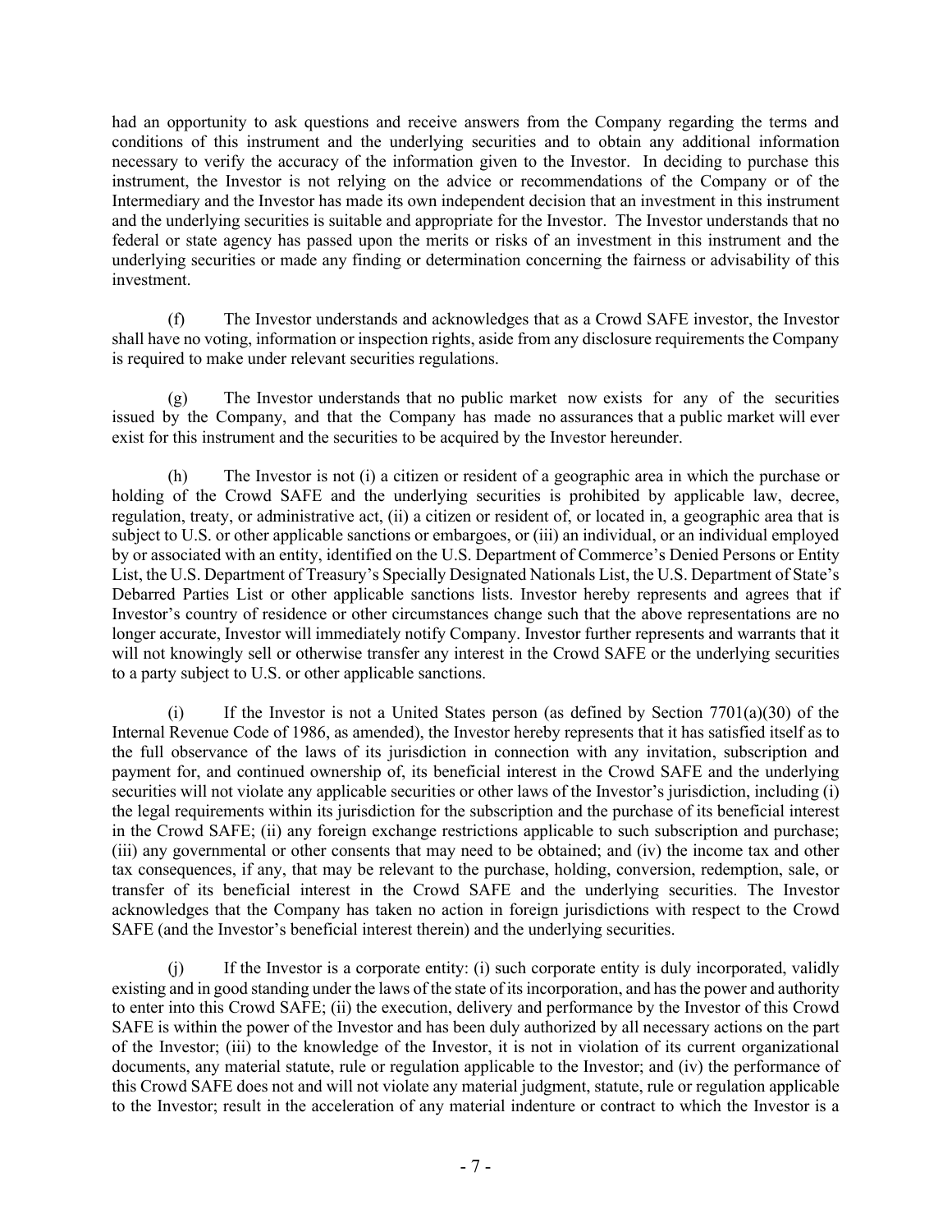had an opportunity to ask questions and receive answers from the Company regarding the terms and conditions of this instrument and the underlying securities and to obtain any additional information necessary to verify the accuracy of the information given to the Investor. In deciding to purchase this instrument, the Investor is not relying on the advice or recommendations of the Company or of the Intermediary and the Investor has made its own independent decision that an investment in this instrument and the underlying securities is suitable and appropriate for the Investor. The Investor understands that no federal or state agency has passed upon the merits or risks of an investment in this instrument and the underlying securities or made any finding or determination concerning the fairness or advisability of this investment.

(f) The Investor understands and acknowledges that as a Crowd SAFE investor, the Investor shall have no voting, information or inspection rights, aside from any disclosure requirements the Company is required to make under relevant securities regulations.

(g) The Investor understands that no public market now exists for any of the securities issued by the Company, and that the Company has made no assurances that a public market will ever exist for this instrument and the securities to be acquired by the Investor hereunder.

(h) The Investor is not (i) a citizen or resident of a geographic area in which the purchase or holding of the Crowd SAFE and the underlying securities is prohibited by applicable law, decree, regulation, treaty, or administrative act, (ii) a citizen or resident of, or located in, a geographic area that is subject to U.S. or other applicable sanctions or embargoes, or (iii) an individual, or an individual employed by or associated with an entity, identified on the U.S. Department of Commerce's Denied Persons or Entity List, the U.S. Department of Treasury's Specially Designated Nationals List, the U.S. Department of State's Debarred Parties List or other applicable sanctions lists. Investor hereby represents and agrees that if Investor's country of residence or other circumstances change such that the above representations are no longer accurate, Investor will immediately notify Company. Investor further represents and warrants that it will not knowingly sell or otherwise transfer any interest in the Crowd SAFE or the underlying securities to a party subject to U.S. or other applicable sanctions.

(i) If the Investor is not a United States person (as defined by Section 7701(a)(30) of the Internal Revenue Code of 1986, as amended), the Investor hereby represents that it has satisfied itself as to the full observance of the laws of its jurisdiction in connection with any invitation, subscription and payment for, and continued ownership of, its beneficial interest in the Crowd SAFE and the underlying securities will not violate any applicable securities or other laws of the Investor's jurisdiction, including (i) the legal requirements within its jurisdiction for the subscription and the purchase of its beneficial interest in the Crowd SAFE; (ii) any foreign exchange restrictions applicable to such subscription and purchase; (iii) any governmental or other consents that may need to be obtained; and (iv) the income tax and other tax consequences, if any, that may be relevant to the purchase, holding, conversion, redemption, sale, or transfer of its beneficial interest in the Crowd SAFE and the underlying securities. The Investor acknowledges that the Company has taken no action in foreign jurisdictions with respect to the Crowd SAFE (and the Investor's beneficial interest therein) and the underlying securities.

(j) If the Investor is a corporate entity: (i) such corporate entity is duly incorporated, validly existing and in good standing under the laws of the state of its incorporation, and has the power and authority to enter into this Crowd SAFE; (ii) the execution, delivery and performance by the Investor of this Crowd SAFE is within the power of the Investor and has been duly authorized by all necessary actions on the part of the Investor; (iii) to the knowledge of the Investor, it is not in violation of its current organizational documents, any material statute, rule or regulation applicable to the Investor; and (iv) the performance of this Crowd SAFE does not and will not violate any material judgment, statute, rule or regulation applicable to the Investor; result in the acceleration of any material indenture or contract to which the Investor is a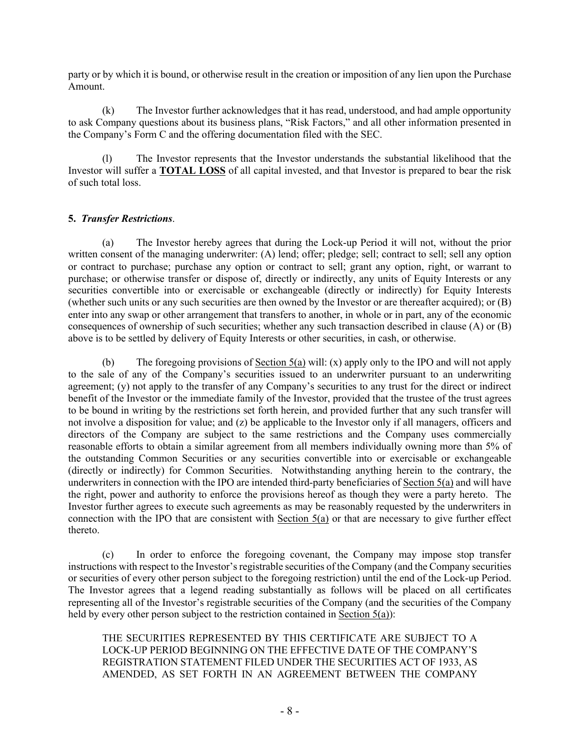party or by which it is bound, or otherwise result in the creation or imposition of any lien upon the Purchase Amount.

(k) The Investor further acknowledges that it has read, understood, and had ample opportunity to ask Company questions about its business plans, "Risk Factors," and all other information presented in the Company's Form C and the offering documentation filed with the SEC.

(l) The Investor represents that the Investor understands the substantial likelihood that the Investor will suffer a **TOTAL LOSS** of all capital invested, and that Investor is prepared to bear the risk of such total loss.

**5. *Transfer Restrictions*.**

(a) The Investor hereby agrees that during the Lock-up Period it will not, without the prior written consent of the managing underwriter: (A) lend; offer; pledge; sell; contract to sell; sell any option or contract to purchase; purchase any option or contract to sell; grant any option, right, or warrant to purchase; or otherwise transfer or dispose of, directly or indirectly, any units of Equity Interests or any securities convertible into or exercisable or exchangeable (directly or indirectly) for Equity Interests (whether such units or any such securities are then owned by the Investor or are thereafter acquired); or (B) enter into any swap or other arrangement that transfers to another, in whole or in part, any of the economic consequences of ownership of such securities; whether any such transaction described in clause (A) or (B) above is to be settled by delivery of Equity Interests or other securities, in cash, or otherwise.

(b) The foregoing provisions of Section 5(a) will: (x) apply only to the IPO and will not apply to the sale of any of the Company's securities issued to an underwriter pursuant to an underwriting agreement; (y) not apply to the transfer of any Company's securities to any trust for the direct or indirect benefit of the Investor or the immediate family of the Investor, provided that the trustee of the trust agrees to be bound in writing by the restrictions set forth herein, and provided further that any such transfer will not involve a disposition for value; and (z) be applicable to the Investor only if all managers, officers and directors of the Company are subject to the same restrictions and the Company uses commercially reasonable efforts to obtain a similar agreement from all members individually owning more than 5% of the outstanding Common Securities or any securities convertible into or exercisable or exchangeable (directly or indirectly) for Common Securities. Notwithstanding anything herein to the contrary, the underwriters in connection with the IPO are intended third-party beneficiaries of Section 5(a) and will have the right, power and authority to enforce the provisions hereof as though they were a party hereto. The Investor further agrees to execute such agreements as may be reasonably requested by the underwriters in connection with the IPO that are consistent with Section 5(a) or that are necessary to give further effect thereto.

(c) In order to enforce the foregoing covenant, the Company may impose stop transfer instructions with respect to the Investor's registrable securities of the Company (and the Company securities or securities of every other person subject to the foregoing restriction) until the end of the Lock-up Period. The Investor agrees that a legend reading substantially as follows will be placed on all certificates representing all of the Investor's registrable securities of the Company (and the securities of the Company held by every other person subject to the restriction contained in Section 5(a)):

> THE SECURITIES REPRESENTED BY THIS CERTIFICATE ARE SUBJECT TO A LOCK-UP PERIOD BEGINNING ON THE EFFECTIVE DATE OF THE COMPANY'S REGISTRATION STATEMENT FILED UNDER THE SECURITIES ACT OF 1933, AS AMENDED, AS SET FORTH IN AN AGREEMENT BETWEEN THE COMPANY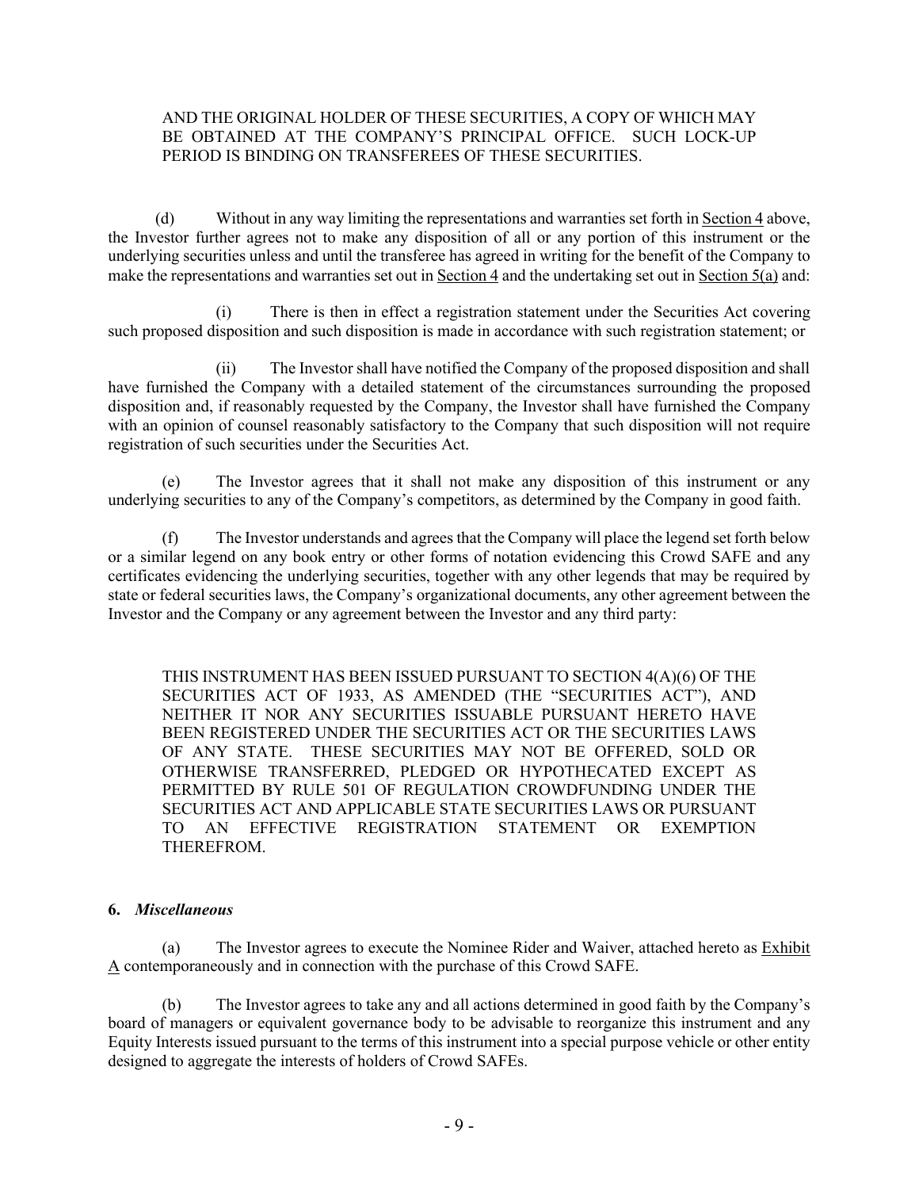AND THE ORIGINAL HOLDER OF THESE SECURITIES, A COPY OF WHICH MAY BE OBTAINED AT THE COMPANY'S PRINCIPAL OFFICE. SUCH LOCK-UP PERIOD IS BINDING ON TRANSFEREES OF THESE SECURITIES.

(d) Without in any way limiting the representations and warranties set forth in Section 4 above, the Investor further agrees not to make any disposition of all or any portion of this instrument or the underlying securities unless and until the transferee has agreed in writing for the benefit of the Company to make the representations and warranties set out in Section 4 and the undertaking set out in Section 5(a) and:

(i) There is then in effect a registration statement under the Securities Act covering such proposed disposition and such disposition is made in accordance with such registration statement; or

(ii) The Investor shall have notified the Company of the proposed disposition and shall have furnished the Company with a detailed statement of the circumstances surrounding the proposed disposition and, if reasonably requested by the Company, the Investor shall have furnished the Company with an opinion of counsel reasonably satisfactory to the Company that such disposition will not require registration of such securities under the Securities Act.

(e) The Investor agrees that it shall not make any disposition of this instrument or any underlying securities to any of the Company's competitors, as determined by the Company in good faith.

(f) The Investor understands and agrees that the Company will place the legend set forth below or a similar legend on any book entry or other forms of notation evidencing this Crowd SAFE and any certificates evidencing the underlying securities, together with any other legends that may be required by state or federal securities laws, the Company's organizational documents, any other agreement between the Investor and the Company or any agreement between the Investor and any third party:

THIS INSTRUMENT HAS BEEN ISSUED PURSUANT TO SECTION 4(A)(6) OF THE SECURITIES ACT OF 1933, AS AMENDED (THE "SECURITIES ACT"), AND NEITHER IT NOR ANY SECURITIES ISSUABLE PURSUANT HERETO HAVE BEEN REGISTERED UNDER THE SECURITIES ACT OR THE SECURITIES LAWS OF ANY STATE. THESE SECURITIES MAY NOT BE OFFERED, SOLD OR OTHERWISE TRANSFERRED, PLEDGED OR HYPOTHECATED EXCEPT AS PERMITTED BY RULE 501 OF REGULATION CROWDFUNDING UNDER THE SECURITIES ACT AND APPLICABLE STATE SECURITIES LAWS OR PURSUANT TO AN EFFECTIVE REGISTRATION STATEMENT OR EXEMPTION THEREFROM.

**6.** ***Miscellaneous***

(a) The Investor agrees to execute the Nominee Rider and Waiver, attached hereto as Exhibit A contemporaneously and in connection with the purchase of this Crowd SAFE.

(b) The Investor agrees to take any and all actions determined in good faith by the Company's board of managers or equivalent governance body to be advisable to reorganize this instrument and any Equity Interests issued pursuant to the terms of this instrument into a special purpose vehicle or other entity designed to aggregate the interests of holders of Crowd SAFEs.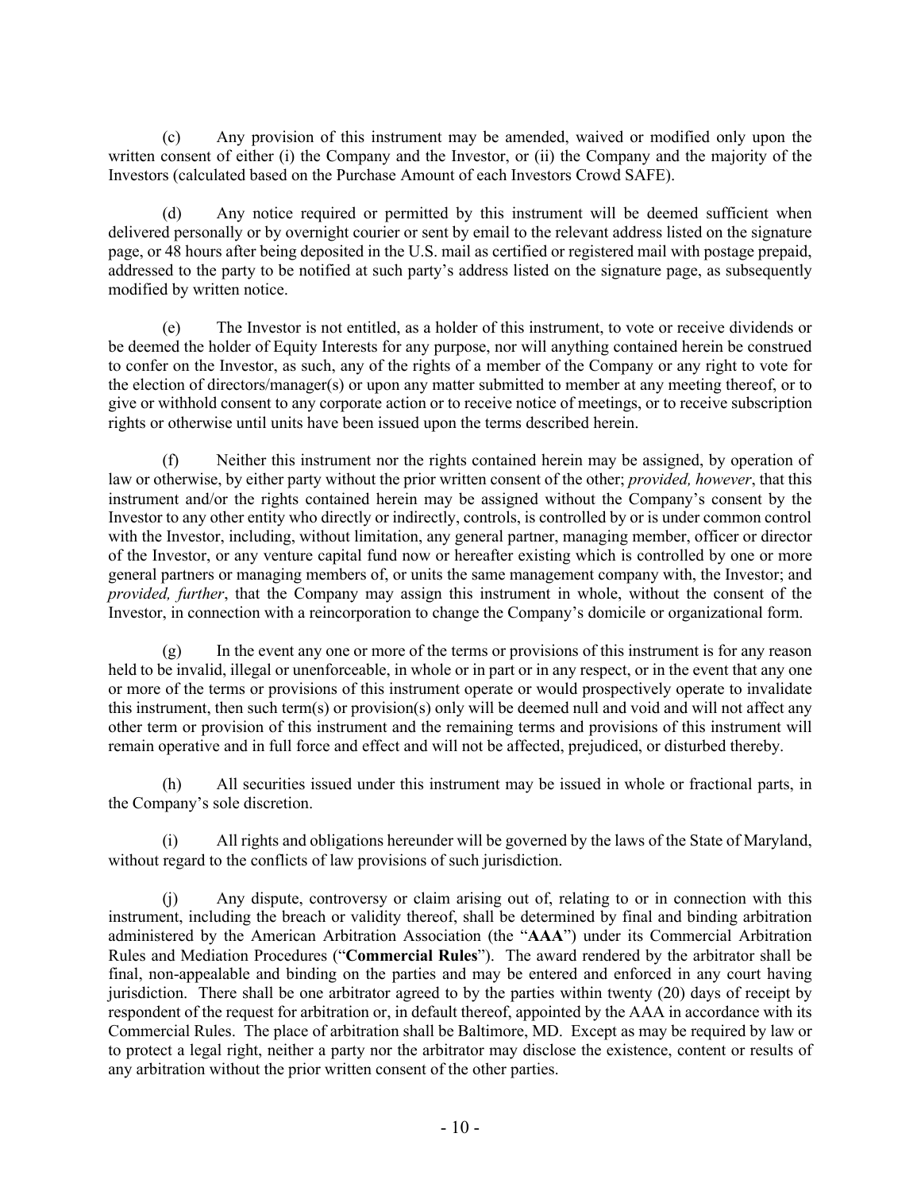(c) Any provision of this instrument may be amended, waived or modified only upon the written consent of either (i) the Company and the Investor, or (ii) the Company and the majority of the Investors (calculated based on the Purchase Amount of each Investors Crowd SAFE).

(d) Any notice required or permitted by this instrument will be deemed sufficient when delivered personally or by overnight courier or sent by email to the relevant address listed on the signature page, or 48 hours after being deposited in the U.S. mail as certified or registered mail with postage prepaid, addressed to the party to be notified at such party's address listed on the signature page, as subsequently modified by written notice.

(e) The Investor is not entitled, as a holder of this instrument, to vote or receive dividends or be deemed the holder of Equity Interests for any purpose, nor will anything contained herein be construed to confer on the Investor, as such, any of the rights of a member of the Company or any right to vote for the election of directors/manager(s) or upon any matter submitted to member at any meeting thereof, or to give or withhold consent to any corporate action or to receive notice of meetings, or to receive subscription rights or otherwise until units have been issued upon the terms described herein.

(f) Neither this instrument nor the rights contained herein may be assigned, by operation of law or otherwise, by either party without the prior written consent of the other; *provided, however*, that this instrument and/or the rights contained herein may be assigned without the Company's consent by the Investor to any other entity who directly or indirectly, controls, is controlled by or is under common control with the Investor, including, without limitation, any general partner, managing member, officer or director of the Investor, or any venture capital fund now or hereafter existing which is controlled by one or more general partners or managing members of, or units the same management company with, the Investor; and *provided, further*, that the Company may assign this instrument in whole, without the consent of the Investor, in connection with a reincorporation to change the Company's domicile or organizational form.

(g) In the event any one or more of the terms or provisions of this instrument is for any reason held to be invalid, illegal or unenforceable, in whole or in part or in any respect, or in the event that any one or more of the terms or provisions of this instrument operate or would prospectively operate to invalidate this instrument, then such term(s) or provision(s) only will be deemed null and void and will not affect any other term or provision of this instrument and the remaining terms and provisions of this instrument will remain operative and in full force and effect and will not be affected, prejudiced, or disturbed thereby.

(h) All securities issued under this instrument may be issued in whole or fractional parts, in the Company's sole discretion.

(i) All rights and obligations hereunder will be governed by the laws of the State of Maryland, without regard to the conflicts of law provisions of such jurisdiction.

(j) Any dispute, controversy or claim arising out of, relating to or in connection with this instrument, including the breach or validity thereof, shall be determined by final and binding arbitration administered by the American Arbitration Association (the "**AAA**") under its Commercial Arbitration Rules and Mediation Procedures ("**Commercial Rules**"). The award rendered by the arbitrator shall be final, non-appealable and binding on the parties and may be entered and enforced in any court having jurisdiction. There shall be one arbitrator agreed to by the parties within twenty (20) days of receipt by respondent of the request for arbitration or, in default thereof, appointed by the AAA in accordance with its Commercial Rules. The place of arbitration shall be Baltimore, MD. Except as may be required by law or to protect a legal right, neither a party nor the arbitrator may disclose the existence, content or results of any arbitration without the prior written consent of the other parties.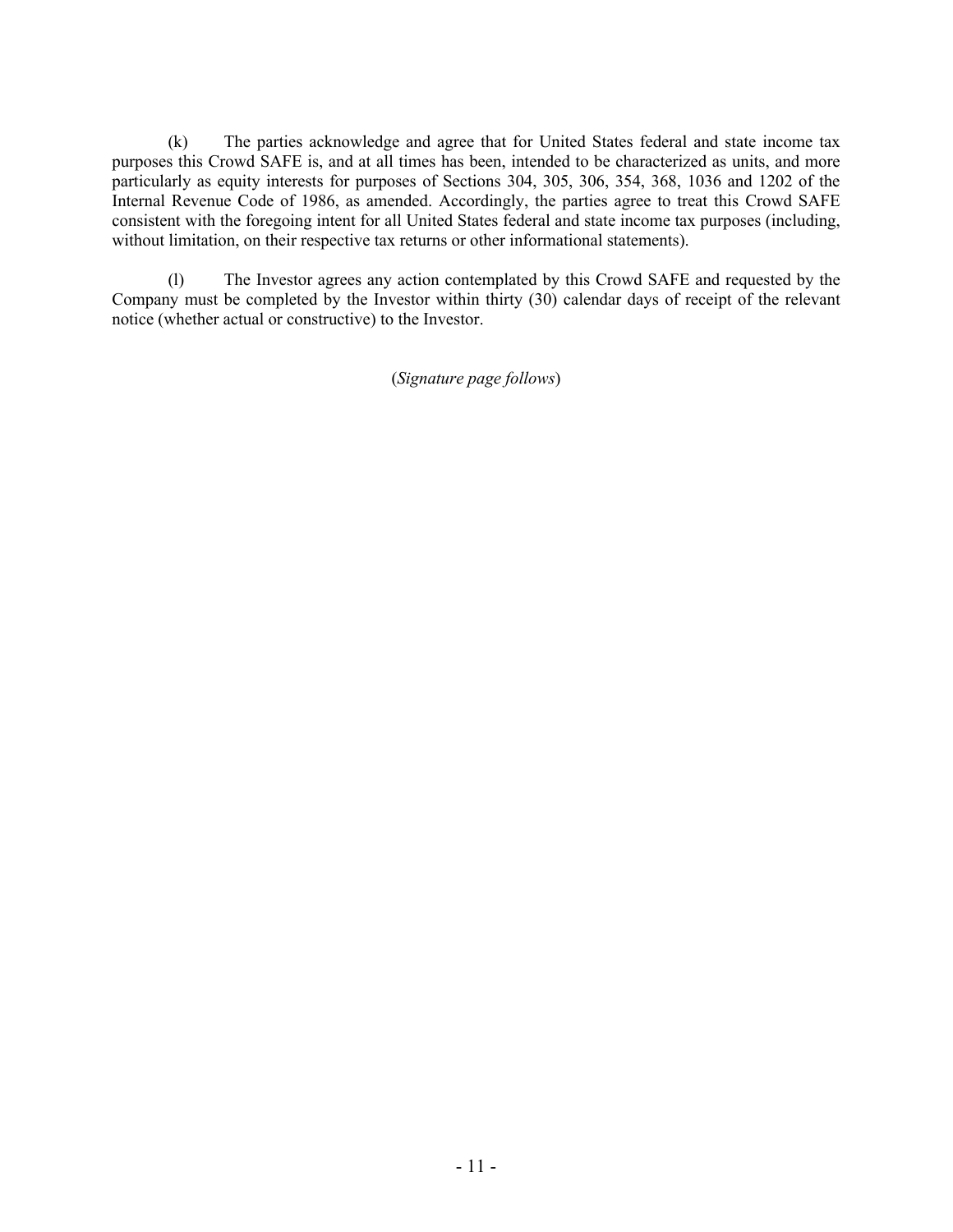(k) The parties acknowledge and agree that for United States federal and state income tax purposes this Crowd SAFE is, and at all times has been, intended to be characterized as units, and more particularly as equity interests for purposes of Sections 304, 305, 306, 354, 368, 1036 and 1202 of the Internal Revenue Code of 1986, as amended. Accordingly, the parties agree to treat this Crowd SAFE consistent with the foregoing intent for all United States federal and state income tax purposes (including, without limitation, on their respective tax returns or other informational statements).

(l) The Investor agrees any action contemplated by this Crowd SAFE and requested by the Company must be completed by the Investor within thirty (30) calendar days of receipt of the relevant notice (whether actual or constructive) to the Investor.

(*Signature page follows*)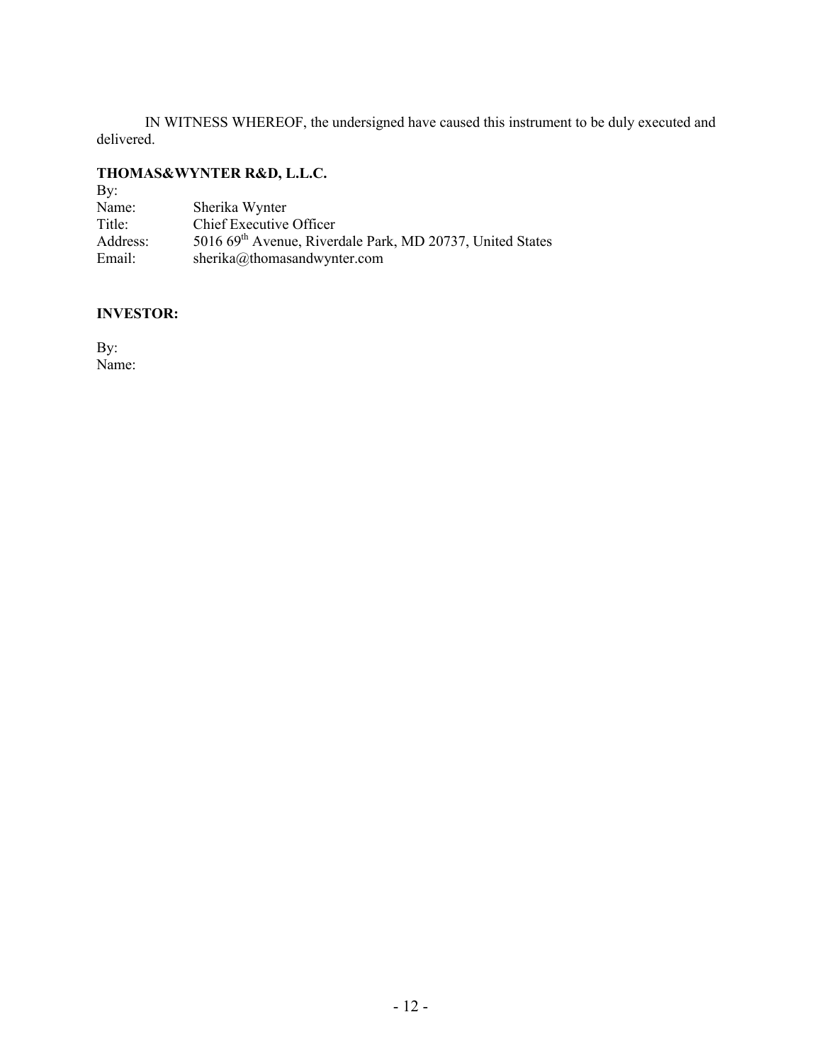IN WITNESS WHEREOF, the undersigned have caused this instrument to be duly executed and delivered.

**THOMAS&WYNTER R&D, L.L.C.**

By:
Name: Sherika Wynter
Title: Chief Executive Officer
Address: 5016 69th Avenue, Riverdale Park, MD 20737, United States
Email: sherika@thomasandwynter.com

**INVESTOR:**

By:
Name: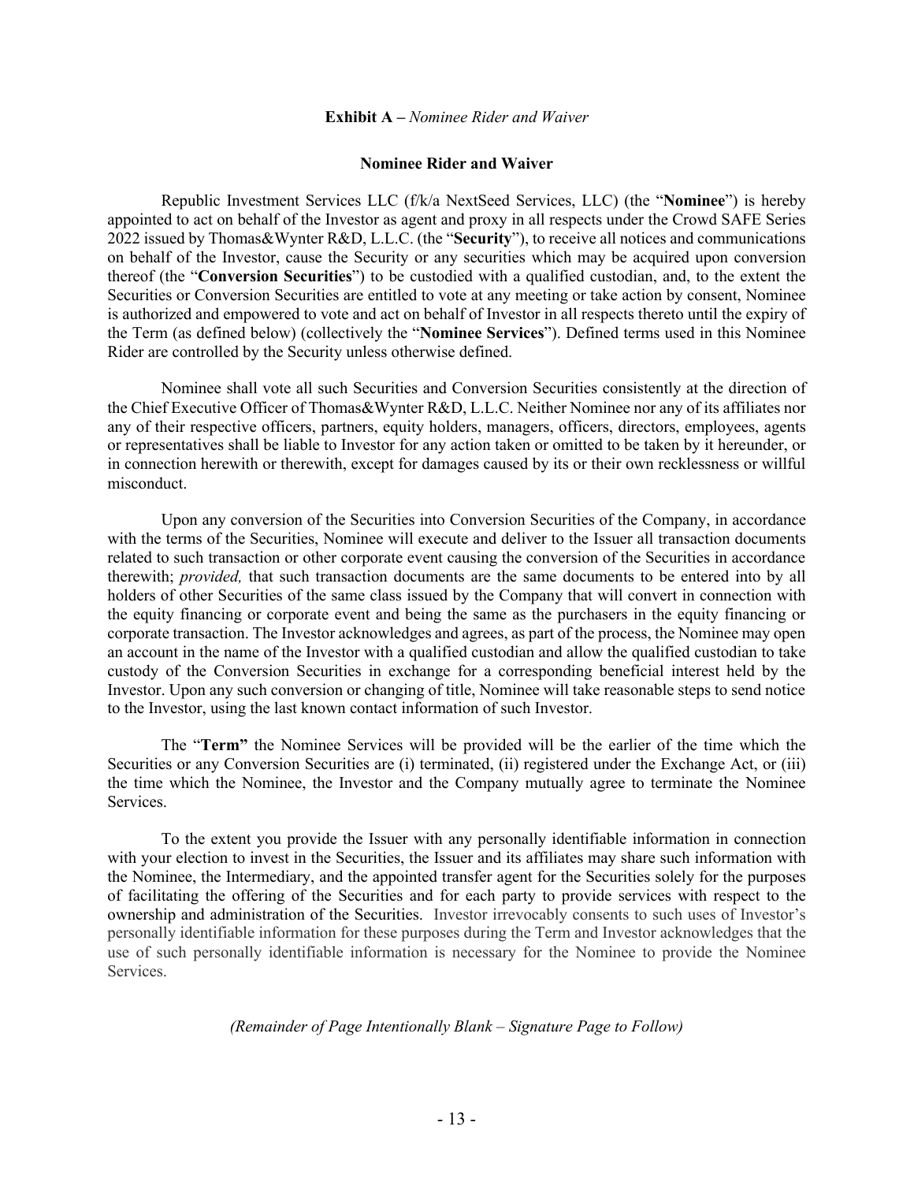**Exhibit A –** *Nominee Rider and Waiver*

**Nominee Rider and Waiver**

Republic Investment Services LLC (f/k/a NextSeed Services, LLC) (the "**Nominee**") is hereby appointed to act on behalf of the Investor as agent and proxy in all respects under the Crowd SAFE Series 2022 issued by Thomas&Wynter R&D, L.L.C. (the "**Security**"), to receive all notices and communications on behalf of the Investor, cause the Security or any securities which may be acquired upon conversion thereof (the "**Conversion Securities**") to be custodied with a qualified custodian, and, to the extent the Securities or Conversion Securities are entitled to vote at any meeting or take action by consent, Nominee is authorized and empowered to vote and act on behalf of Investor in all respects thereto until the expiry of the Term (as defined below) (collectively the "**Nominee Services**"). Defined terms used in this Nominee Rider are controlled by the Security unless otherwise defined.

Nominee shall vote all such Securities and Conversion Securities consistently at the direction of the Chief Executive Officer of Thomas&Wynter R&D, L.L.C. Neither Nominee nor any of its affiliates nor any of their respective officers, partners, equity holders, managers, officers, directors, employees, agents or representatives shall be liable to Investor for any action taken or omitted to be taken by it hereunder, or in connection herewith or therewith, except for damages caused by its or their own recklessness or willful misconduct.

Upon any conversion of the Securities into Conversion Securities of the Company, in accordance with the terms of the Securities, Nominee will execute and deliver to the Issuer all transaction documents related to such transaction or other corporate event causing the conversion of the Securities in accordance therewith; *provided,* that such transaction documents are the same documents to be entered into by all holders of other Securities of the same class issued by the Company that will convert in connection with the equity financing or corporate event and being the same as the purchasers in the equity financing or corporate transaction. The Investor acknowledges and agrees, as part of the process, the Nominee may open an account in the name of the Investor with a qualified custodian and allow the qualified custodian to take custody of the Conversion Securities in exchange for a corresponding beneficial interest held by the Investor. Upon any such conversion or changing of title, Nominee will take reasonable steps to send notice to the Investor, using the last known contact information of such Investor.

The "**Term"** the Nominee Services will be provided will be the earlier of the time which the Securities or any Conversion Securities are (i) terminated, (ii) registered under the Exchange Act, or (iii) the time which the Nominee, the Investor and the Company mutually agree to terminate the Nominee Services.

To the extent you provide the Issuer with any personally identifiable information in connection with your election to invest in the Securities, the Issuer and its affiliates may share such information with the Nominee, the Intermediary, and the appointed transfer agent for the Securities solely for the purposes of facilitating the offering of the Securities and for each party to provide services with respect to the ownership and administration of the Securities. Investor irrevocably consents to such uses of Investor's personally identifiable information for these purposes during the Term and Investor acknowledges that the use of such personally identifiable information is necessary for the Nominee to provide the Nominee Services.

*(Remainder of Page Intentionally Blank – Signature Page to Follow)*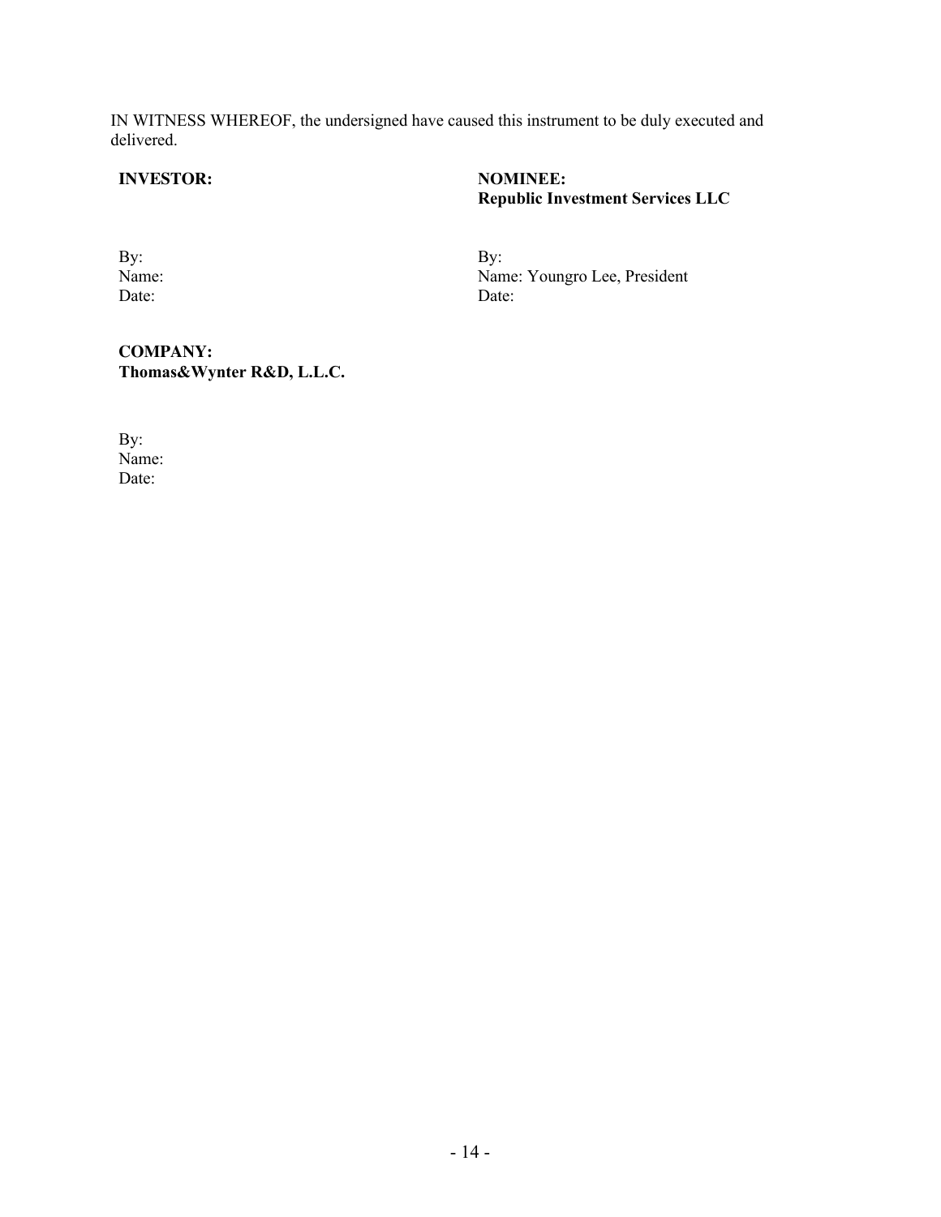IN WITNESS WHEREOF, the undersigned have caused this instrument to be duly executed and delivered.

**INVESTOR:**

By:
Name:
Date:

**NOMINEE:**
**Republic Investment Services LLC**

By:
Name: Youngro Lee, President
Date:

**COMPANY:**
**Thomas&Wynter R&D, L.L.C.**

By:
Name:
Date: